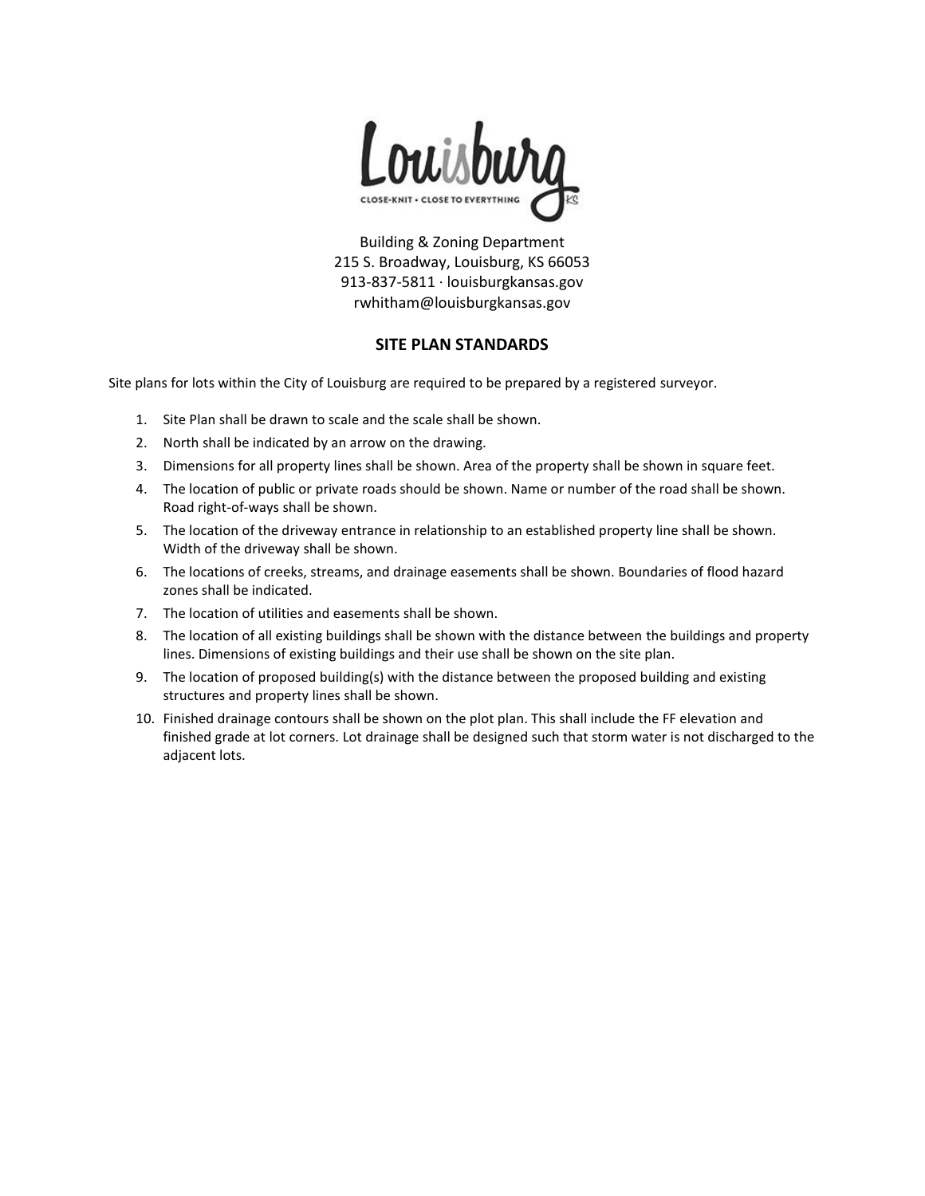Louisburg

CLOSE-KNIT • CLOSE TO EVERYTHING

KS

Building & Zoning Department
215 S. Broadway, Louisburg, KS 66053
913-837-5811 · louisburgkansas.gov
rwhitham@louisburgkansas.gov

## SITE PLAN STANDARDS

Site plans for lots within the City of Louisburg are required to be prepared by a registered surveyor.

1. Site Plan shall be drawn to scale and the scale shall be shown.
2. North shall be indicated by an arrow on the drawing.
3. Dimensions for all property lines shall be shown. Area of the property shall be shown in square feet.
4. The location of public or private roads should be shown. Name or number of the road shall be shown. Road right-of-ways shall be shown.
5. The location of the driveway entrance in relationship to an established property line shall be shown. Width of the driveway shall be shown.
6. The locations of creeks, streams, and drainage easements shall be shown. Boundaries of flood hazard zones shall be indicated.
7. The location of utilities and easements shall be shown.
8. The location of all existing buildings shall be shown with the distance between the buildings and property lines. Dimensions of existing buildings and their use shall be shown on the site plan.
9. The location of proposed building(s) with the distance between the proposed building and existing structures and property lines shall be shown.
10. Finished drainage contours shall be shown on the plot plan. This shall include the FF elevation and finished grade at lot corners. Lot drainage shall be designed such that storm water is not discharged to the adjacent lots.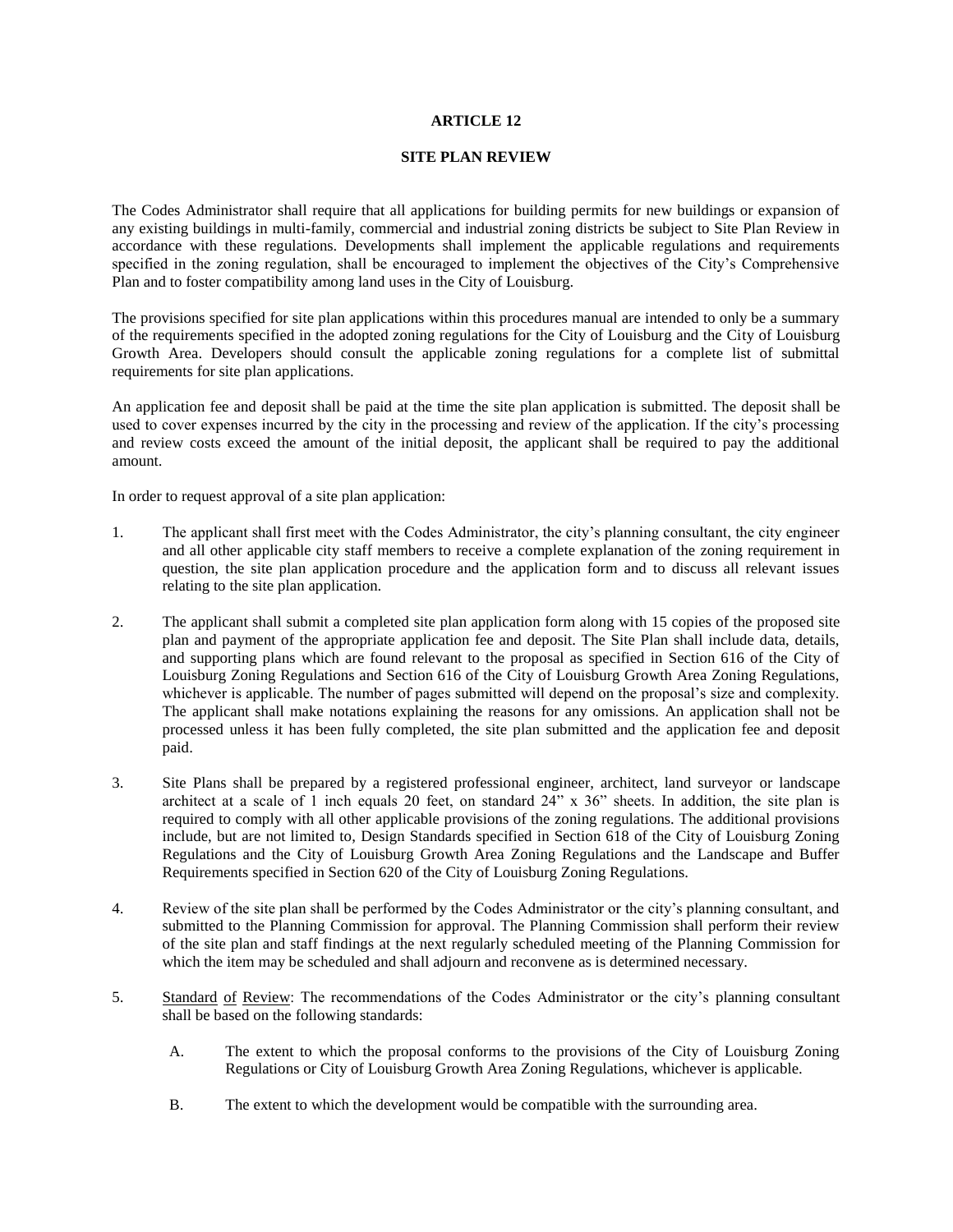# ARTICLE 12

## SITE PLAN REVIEW

The Codes Administrator shall require that all applications for building permits for new buildings or expansion of any existing buildings in multi-family, commercial and industrial zoning districts be subject to Site Plan Review in accordance with these regulations. Developments shall implement the applicable regulations and requirements specified in the zoning regulation, shall be encouraged to implement the objectives of the City's Comprehensive Plan and to foster compatibility among land uses in the City of Louisburg.

The provisions specified for site plan applications within this procedures manual are intended to only be a summary of the requirements specified in the adopted zoning regulations for the City of Louisburg and the City of Louisburg Growth Area. Developers should consult the applicable zoning regulations for a complete list of submittal requirements for site plan applications.

An application fee and deposit shall be paid at the time the site plan application is submitted. The deposit shall be used to cover expenses incurred by the city in the processing and review of the application. If the city's processing and review costs exceed the amount of the initial deposit, the applicant shall be required to pay the additional amount.

In order to request approval of a site plan application:

1. The applicant shall first meet with the Codes Administrator, the city's planning consultant, the city engineer and all other applicable city staff members to receive a complete explanation of the zoning requirement in question, the site plan application procedure and the application form and to discuss all relevant issues relating to the site plan application.

2. The applicant shall submit a completed site plan application form along with 15 copies of the proposed site plan and payment of the appropriate application fee and deposit. The Site Plan shall include data, details, and supporting plans which are found relevant to the proposal as specified in Section 616 of the City of Louisburg Zoning Regulations and Section 616 of the City of Louisburg Growth Area Zoning Regulations, whichever is applicable. The number of pages submitted will depend on the proposal's size and complexity. The applicant shall make notations explaining the reasons for any omissions. An application shall not be processed unless it has been fully completed, the site plan submitted and the application fee and deposit paid.

3. Site Plans shall be prepared by a registered professional engineer, architect, land surveyor or landscape architect at a scale of 1 inch equals 20 feet, on standard 24" x 36" sheets. In addition, the site plan is required to comply with all other applicable provisions of the zoning regulations. The additional provisions include, but are not limited to, Design Standards specified in Section 618 of the City of Louisburg Zoning Regulations and the City of Louisburg Growth Area Zoning Regulations and the Landscape and Buffer Requirements specified in Section 620 of the City of Louisburg Zoning Regulations.

4. Review of the site plan shall be performed by the Codes Administrator or the city's planning consultant, and submitted to the Planning Commission for approval. The Planning Commission shall perform their review of the site plan and staff findings at the next regularly scheduled meeting of the Planning Commission for which the item may be scheduled and shall adjourn and reconvene as is determined necessary.

5. Standard of Review: The recommendations of the Codes Administrator or the city's planning consultant shall be based on the following standards:

   A. The extent to which the proposal conforms to the provisions of the City of Louisburg Zoning Regulations or City of Louisburg Growth Area Zoning Regulations, whichever is applicable.

   B. The extent to which the development would be compatible with the surrounding area.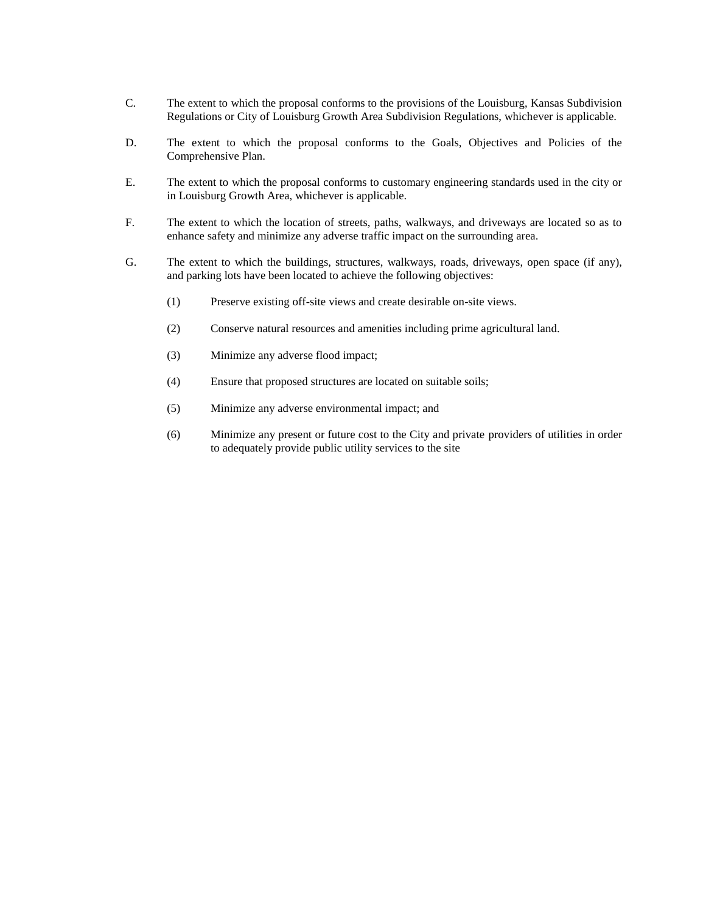C. The extent to which the proposal conforms to the provisions of the Louisburg, Kansas Subdivision Regulations or City of Louisburg Growth Area Subdivision Regulations, whichever is applicable.

D. The extent to which the proposal conforms to the Goals, Objectives and Policies of the Comprehensive Plan.

E. The extent to which the proposal conforms to customary engineering standards used in the city or in Louisburg Growth Area, whichever is applicable.

F. The extent to which the location of streets, paths, walkways, and driveways are located so as to enhance safety and minimize any adverse traffic impact on the surrounding area.

G. The extent to which the buildings, structures, walkways, roads, driveways, open space (if any), and parking lots have been located to achieve the following objectives:

   (1) Preserve existing off-site views and create desirable on-site views.

   (2) Conserve natural resources and amenities including prime agricultural land.

   (3) Minimize any adverse flood impact;

   (4) Ensure that proposed structures are located on suitable soils;

   (5) Minimize any adverse environmental impact; and

   (6) Minimize any present or future cost to the City and private providers of utilities in order to adequately provide public utility services to the site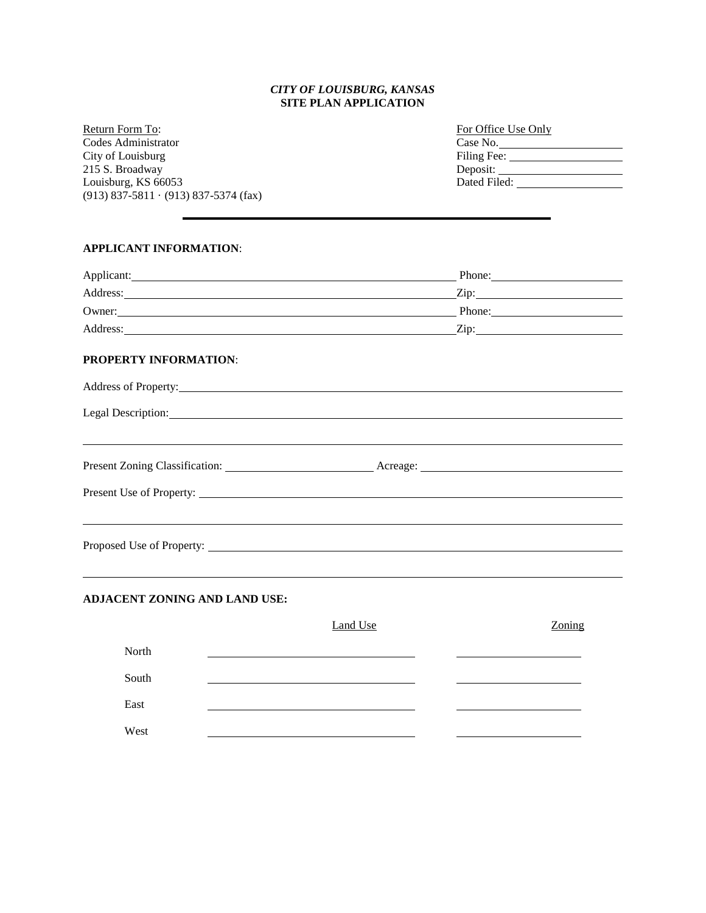***CITY OF LOUISBURG, KANSAS***
**SITE PLAN APPLICATION**

Return Form To:
Codes Administrator
City of Louisburg
215 S. Broadway
Louisburg, KS 66053
(913) 837-5811 · (913) 837-5374 (fax)

For Office Use Only
Case No.\_\_\_\_\_\_\_\_\_\_\_\_\_\_\_\_\_\_\_\_
Filing Fee: \_\_\_\_\_\_\_\_\_\_\_\_\_\_\_\_\_\_\_\_
Deposit: \_\_\_\_\_\_\_\_\_\_\_\_\_\_\_\_\_\_\_\_
Dated Filed: \_\_\_\_\_\_\_\_\_\_\_\_\_\_\_\_\_\_\_\_

---

**APPLICANT INFORMATION**:

Applicant:\_\_\_\_\_\_\_\_\_\_\_\_\_\_\_\_\_\_\_\_\_\_\_\_\_\_\_\_\_\_\_\_\_\_\_\_\_\_\_\_ Phone:\_\_\_\_\_\_\_\_\_\_\_\_\_\_\_\_\_\_\_\_

Address:\_\_\_\_\_\_\_\_\_\_\_\_\_\_\_\_\_\_\_\_\_\_\_\_\_\_\_\_\_\_\_\_\_\_\_\_\_\_\_\_ Zip:\_\_\_\_\_\_\_\_\_\_\_\_\_\_\_\_\_\_\_\_

Owner:\_\_\_\_\_\_\_\_\_\_\_\_\_\_\_\_\_\_\_\_\_\_\_\_\_\_\_\_\_\_\_\_\_\_\_\_\_\_\_\_ Phone:\_\_\_\_\_\_\_\_\_\_\_\_\_\_\_\_\_\_\_\_

Address:\_\_\_\_\_\_\_\_\_\_\_\_\_\_\_\_\_\_\_\_\_\_\_\_\_\_\_\_\_\_\_\_\_\_\_\_\_\_\_\_ Zip:\_\_\_\_\_\_\_\_\_\_\_\_\_\_\_\_\_\_\_\_

**PROPERTY INFORMATION**:

Address of Property:\_\_\_\_\_\_\_\_\_\_\_\_\_\_\_\_\_\_\_\_\_\_\_\_\_\_\_\_\_\_\_\_\_\_\_\_\_\_\_\_\_\_\_\_\_\_\_\_\_\_\_\_

Legal Description:\_\_\_\_\_\_\_\_\_\_\_\_\_\_\_\_\_\_\_\_\_\_\_\_\_\_\_\_\_\_\_\_\_\_\_\_\_\_\_\_\_\_\_\_\_\_\_\_\_\_\_\_

\_\_\_\_\_\_\_\_\_\_\_\_\_\_\_\_\_\_\_\_\_\_\_\_\_\_\_\_\_\_\_\_\_\_\_\_\_\_\_\_\_\_\_\_\_\_\_\_\_\_\_\_\_\_\_\_\_\_\_\_\_\_\_\_\_\_\_\_

Present Zoning Classification: \_\_\_\_\_\_\_\_\_\_\_\_\_\_\_\_\_\_\_\_ Acreage: \_\_\_\_\_\_\_\_\_\_\_\_\_\_\_\_\_\_\_\_\_\_\_\_\_\_\_\_

Present Use of Property: \_\_\_\_\_\_\_\_\_\_\_\_\_\_\_\_\_\_\_\_\_\_\_\_\_\_\_\_\_\_\_\_\_\_\_\_\_\_\_\_\_\_\_\_\_\_\_\_\_\_\_\_

\_\_\_\_\_\_\_\_\_\_\_\_\_\_\_\_\_\_\_\_\_\_\_\_\_\_\_\_\_\_\_\_\_\_\_\_\_\_\_\_\_\_\_\_\_\_\_\_\_\_\_\_\_\_\_\_\_\_\_\_\_\_\_\_\_\_\_\_

Proposed Use of Property: \_\_\_\_\_\_\_\_\_\_\_\_\_\_\_\_\_\_\_\_\_\_\_\_\_\_\_\_\_\_\_\_\_\_\_\_\_\_\_\_\_\_\_\_\_\_\_\_\_\_\_\_

\_\_\_\_\_\_\_\_\_\_\_\_\_\_\_\_\_\_\_\_\_\_\_\_\_\_\_\_\_\_\_\_\_\_\_\_\_\_\_\_\_\_\_\_\_\_\_\_\_\_\_\_\_\_\_\_\_\_\_\_\_\_\_\_\_\_\_\_

**ADJACENT ZONING AND LAND USE:**

| | Land Use | Zoning |
|---|---|---|
| North | | |
| South | | |
| East | | |
| West | | |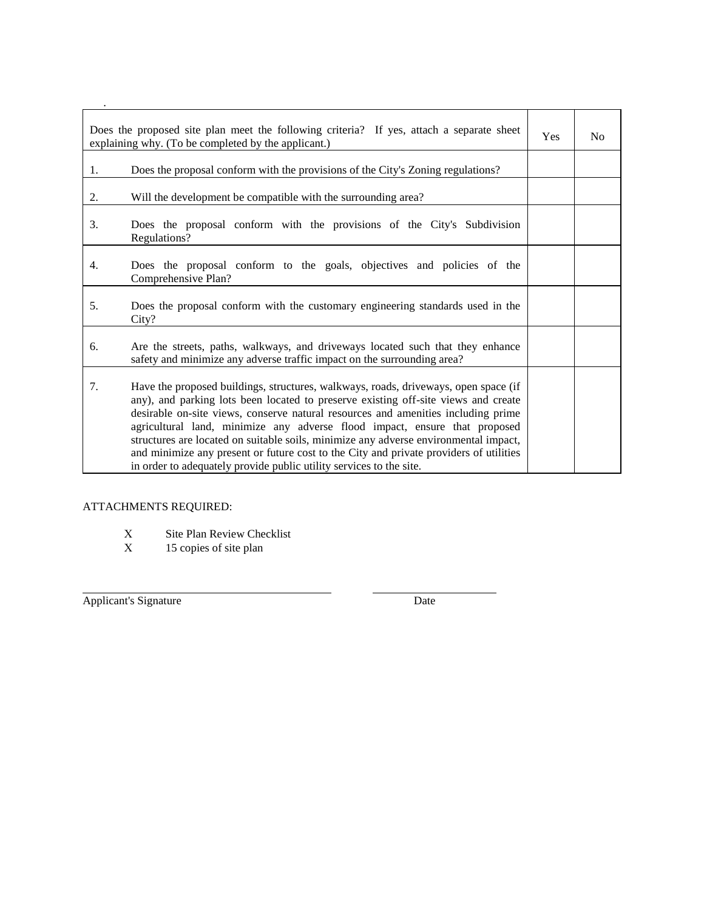.

| Does the proposed site plan meet the following criteria? If yes, attach a separate sheet explaining why. (To be completed by the applicant.) | Yes | No |
|---|---|---|
| 1. Does the proposal conform with the provisions of the City's Zoning regulations? | | |
| 2. Will the development be compatible with the surrounding area? | | |
| 3. Does the proposal conform with the provisions of the City's Subdivision Regulations? | | |
| 4. Does the proposal conform to the goals, objectives and policies of the Comprehensive Plan? | | |
| 5. Does the proposal conform with the customary engineering standards used in the City? | | |
| 6. Are the streets, paths, walkways, and driveways located such that they enhance safety and minimize any adverse traffic impact on the surrounding area? | | |
| 7. Have the proposed buildings, structures, walkways, roads, driveways, open space (if any), and parking lots been located to preserve existing off-site views and create desirable on-site views, conserve natural resources and amenities including prime agricultural land, minimize any adverse flood impact, ensure that proposed structures are located on suitable soils, minimize any adverse environmental impact, and minimize any present or future cost to the City and private providers of utilities in order to adequately provide public utility services to the site. | | |

ATTACHMENTS REQUIRED:

X Site Plan Review Checklist
X 15 copies of site plan

\_\_\_\_\_\_\_\_\_\_\_\_\_\_\_\_\_\_\_\_\_\_\_\_\_\_\_\_\_\_\_\_\_\_\_\_ \_\_\_\_\_\_\_\_\_\_\_\_\_\_\_\_\_\_
Applicant's Signature Date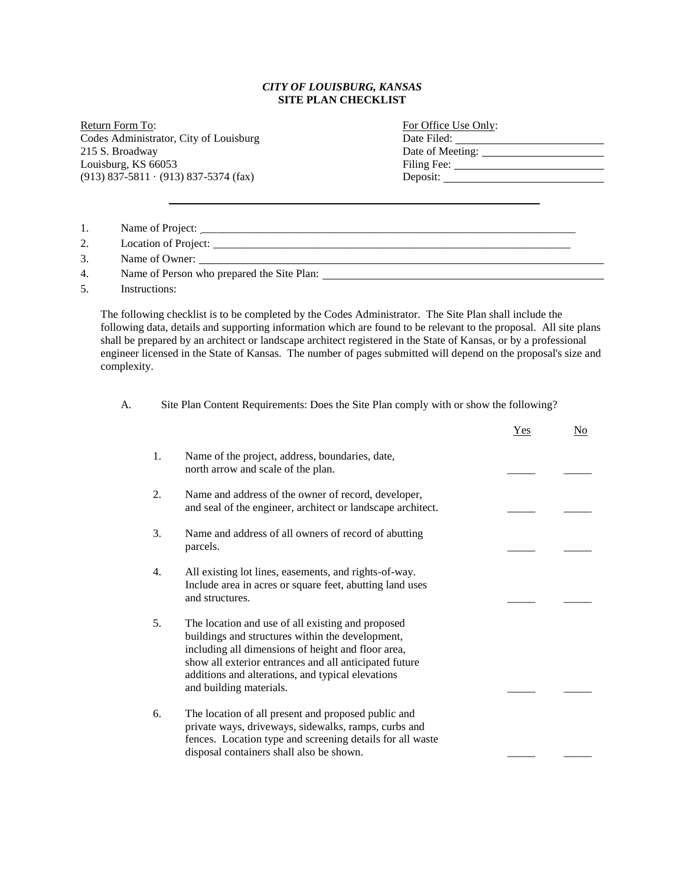***CITY OF LOUISBURG, KANSAS***
**SITE PLAN CHECKLIST**

Return Form To:
Codes Administrator, City of Louisburg
215 S. Broadway
Louisburg, KS 66053
(913) 837-5811 · (913) 837-5374 (fax)

For Office Use Only:
Date Filed: ______________________
Date of Meeting: ______________________
Filing Fee: ______________________
Deposit: ______________________

---

1. Name of Project: ______________________________________________
2. Location of Project: ______________________________________________
3. Name of Owner: ______________________________________________
4. Name of Person who prepared the Site Plan: ______________________________
5. Instructions:

The following checklist is to be completed by the Codes Administrator. The Site Plan shall include the following data, details and supporting information which are found to be relevant to the proposal. All site plans shall be prepared by an architect or landscape architect registered in the State of Kansas, or by a professional engineer licensed in the State of Kansas. The number of pages submitted will depend on the proposal's size and complexity.

A. Site Plan Content Requirements: Does the Site Plan comply with or show the following?

| | | Yes | No |
|---|---|---|---|
| 1. | Name of the project, address, boundaries, date, north arrow and scale of the plan. | _____ | _____ |
| 2. | Name and address of the owner of record, developer, and seal of the engineer, architect or landscape architect. | _____ | _____ |
| 3. | Name and address of all owners of record of abutting parcels. | _____ | _____ |
| 4. | All existing lot lines, easements, and rights-of-way. Include area in acres or square feet, abutting land uses and structures. | _____ | _____ |
| 5. | The location and use of all existing and proposed buildings and structures within the development, including all dimensions of height and floor area, show all exterior entrances and all anticipated future additions and alterations, and typical elevations and building materials. | _____ | _____ |
| 6. | The location of all present and proposed public and private ways, driveways, sidewalks, ramps, curbs and fences. Location type and screening details for all waste disposal containers shall also be shown. | _____ | _____ |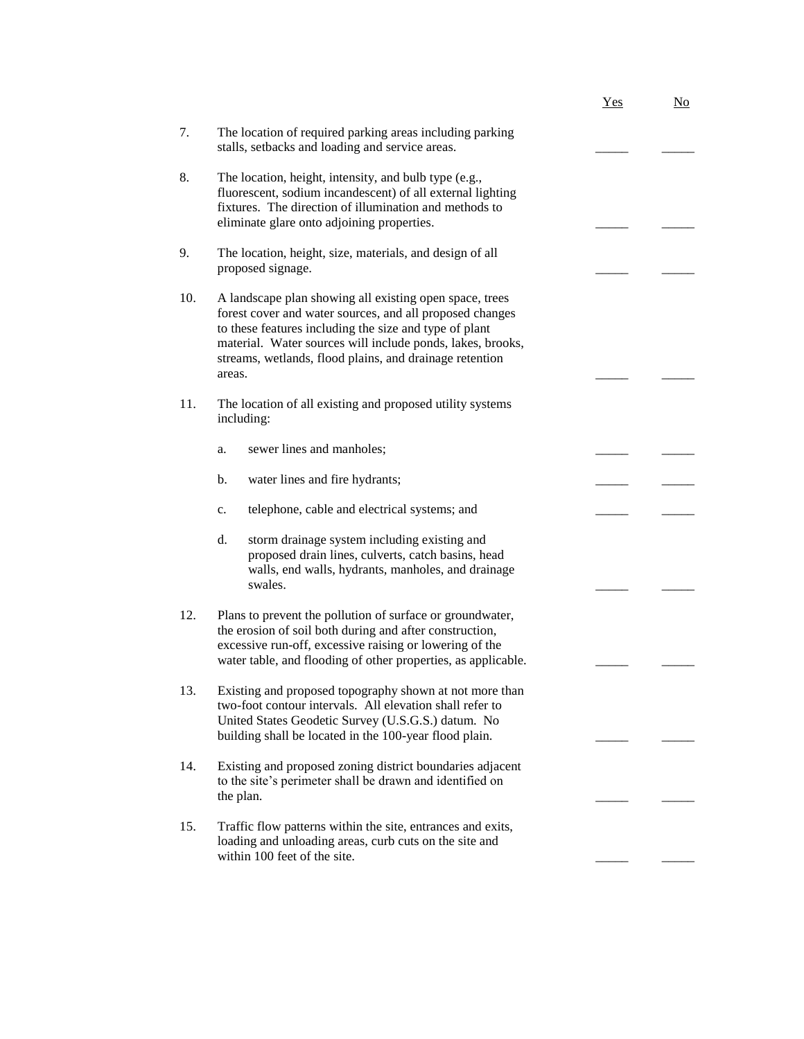| | | Yes | No |
|---|---|---|---|
| 7. | The location of required parking areas including parking stalls, setbacks and loading and service areas. | _____ | _____ |
| 8. | The location, height, intensity, and bulb type (e.g., fluorescent, sodium incandescent) of all external lighting fixtures. The direction of illumination and methods to eliminate glare onto adjoining properties. | _____ | _____ |
| 9. | The location, height, size, materials, and design of all proposed signage. | _____ | _____ |
| 10. | A landscape plan showing all existing open space, trees forest cover and water sources, and all proposed changes to these features including the size and type of plant material. Water sources will include ponds, lakes, brooks, streams, wetlands, flood plains, and drainage retention areas. | _____ | _____ |
| 11. | The location of all existing and proposed utility systems including: | | |
| | a. sewer lines and manholes; | _____ | _____ |
| | b. water lines and fire hydrants; | _____ | _____ |
| | c. telephone, cable and electrical systems; and | _____ | _____ |
| | d. storm drainage system including existing and proposed drain lines, culverts, catch basins, head walls, end walls, hydrants, manholes, and drainage swales. | _____ | _____ |
| 12. | Plans to prevent the pollution of surface or groundwater, the erosion of soil both during and after construction, excessive run-off, excessive raising or lowering of the water table, and flooding of other properties, as applicable. | _____ | _____ |
| 13. | Existing and proposed topography shown at not more than two-foot contour intervals. All elevation shall refer to United States Geodetic Survey (U.S.G.S.) datum. No building shall be located in the 100-year flood plain. | _____ | _____ |
| 14. | Existing and proposed zoning district boundaries adjacent to the site's perimeter shall be drawn and identified on the plan. | _____ | _____ |
| 15. | Traffic flow patterns within the site, entrances and exits, loading and unloading areas, curb cuts on the site and within 100 feet of the site. | _____ | _____ |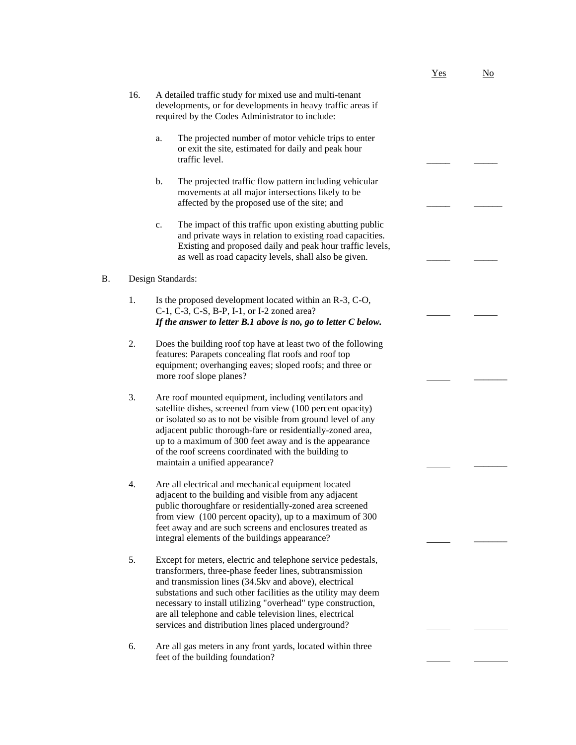| | Yes | No |
|---|---|---|
| 16. A detailed traffic study for mixed use and multi-tenant developments, or for developments in heavy traffic areas if required by the Codes Administrator to include: | | |
| a. The projected number of motor vehicle trips to enter or exit the site, estimated for daily and peak hour traffic level. | _____ | _____ |
| b. The projected traffic flow pattern including vehicular movements at all major intersections likely to be affected by the proposed use of the site; and | _____ | ______ |
| c. The impact of this traffic upon existing abutting public and private ways in relation to existing road capacities. Existing and proposed daily and peak hour traffic levels, as well as road capacity levels, shall also be given. | _____ | _____ |

B. Design Standards:

| | Yes | No |
|---|---|---|
| 1. Is the proposed development located within an R-3, C-O, C-1, C-3, C-S, B-P, I-1, or I-2 zoned area? ***If the answer to letter B.1 above is no, go to letter C below.*** | _____ | _____ |
| 2. Does the building roof top have at least two of the following features: Parapets concealing flat roofs and roof top equipment; overhanging eaves; sloped roofs; and three or more roof slope planes? | _____ | _______ |
| 3. Are roof mounted equipment, including ventilators and satellite dishes, screened from view (100 percent opacity) or isolated so as to not be visible from ground level of any adjacent public thorough-fare or residentially-zoned area, up to a maximum of 300 feet away and is the appearance of the roof screens coordinated with the building to maintain a unified appearance? | _____ | _______ |
| 4. Are all electrical and mechanical equipment located adjacent to the building and visible from any adjacent public thoroughfare or residentially-zoned area screened from view (100 percent opacity), up to a maximum of 300 feet away and are such screens and enclosures treated as integral elements of the buildings appearance? | _____ | _______ |
| 5. Except for meters, electric and telephone service pedestals, transformers, three-phase feeder lines, subtransmission and transmission lines (34.5kv and above), electrical substations and such other facilities as the utility may deem necessary to install utilizing "overhead" type construction, are all telephone and cable television lines, electrical services and distribution lines placed underground? | _____ | _______ |
| 6. Are all gas meters in any front yards, located within three feet of the building foundation? | _____ | _______ |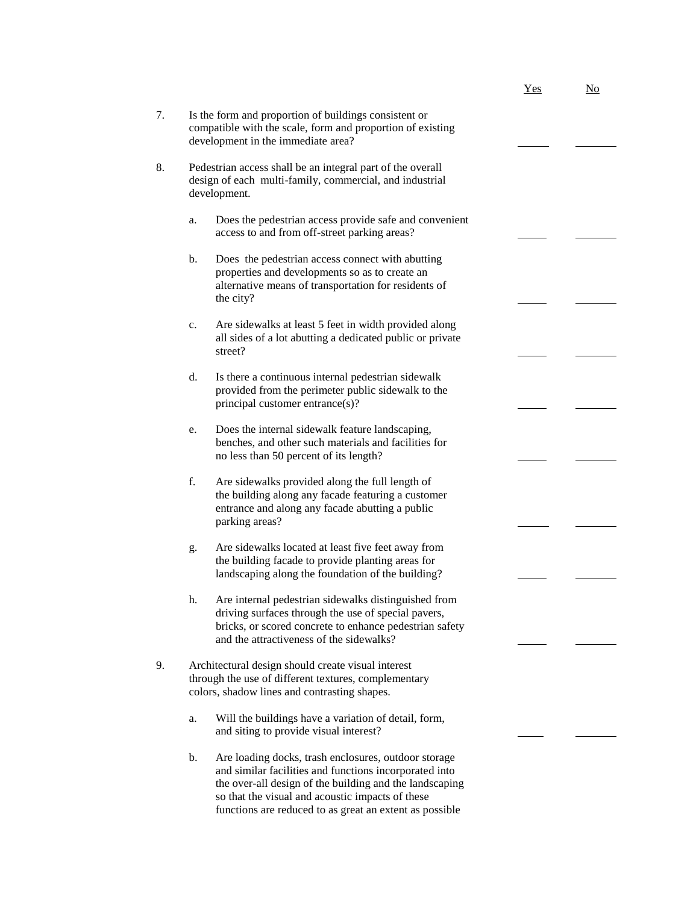| | | Yes | No |
|---|---|---|---|
| 7. | Is the form and proportion of buildings consistent or compatible with the scale, form and proportion of existing development in the immediate area? | _____ | _____ |
| 8. | Pedestrian access shall be an integral part of the overall design of each multi-family, commercial, and industrial development. | | |
| a. | Does the pedestrian access provide safe and convenient access to and from off-street parking areas? | _____ | _____ |
| b. | Does the pedestrian access connect with abutting properties and developments so as to create an alternative means of transportation for residents of the city? | _____ | _____ |
| c. | Are sidewalks at least 5 feet in width provided along all sides of a lot abutting a dedicated public or private street? | _____ | _____ |
| d. | Is there a continuous internal pedestrian sidewalk provided from the perimeter public sidewalk to the principal customer entrance(s)? | _____ | _____ |
| e. | Does the internal sidewalk feature landscaping, benches, and other such materials and facilities for no less than 50 percent of its length? | _____ | _____ |
| f. | Are sidewalks provided along the full length of the building along any facade featuring a customer entrance and along any facade abutting a public parking areas? | _____ | _____ |
| g. | Are sidewalks located at least five feet away from the building facade to provide planting areas for landscaping along the foundation of the building? | _____ | _____ |
| h. | Are internal pedestrian sidewalks distinguished from driving surfaces through the use of special pavers, bricks, or scored concrete to enhance pedestrian safety and the attractiveness of the sidewalks? | _____ | _____ |
| 9. | Architectural design should create visual interest through the use of different textures, complementary colors, shadow lines and contrasting shapes. | | |
| a. | Will the buildings have a variation of detail, form, and siting to provide visual interest? | _____ | _____ |
| b. | Are loading docks, trash enclosures, outdoor storage and similar facilities and functions incorporated into the over-all design of the building and the landscaping so that the visual and acoustic impacts of these functions are reduced to as great an extent as possible | | |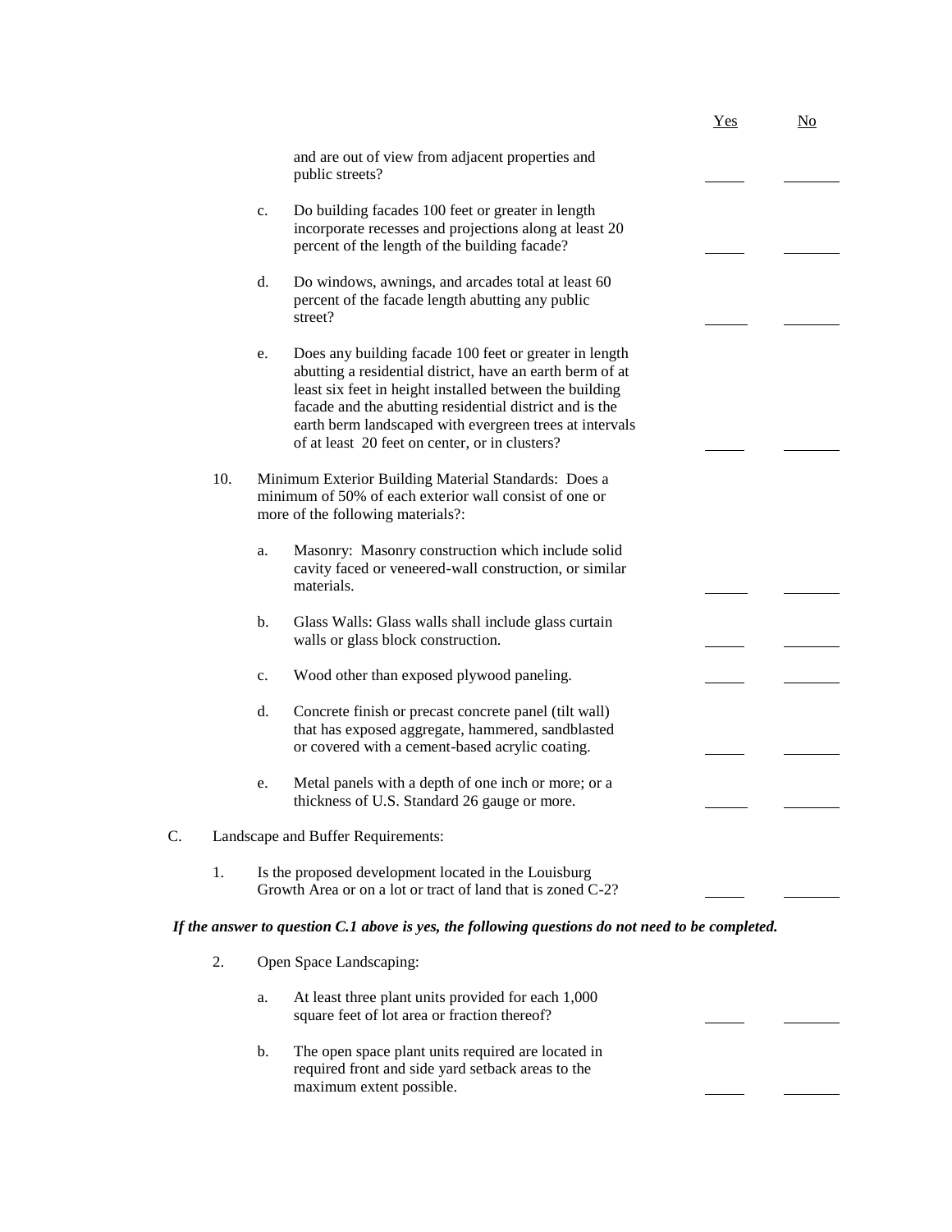| | | | Yes | No |
|---|---|---|---|---|
| | | and are out of view from adjacent properties and public streets? | _____ | _____ |
| | c. | Do building facades 100 feet or greater in length incorporate recesses and projections along at least 20 percent of the length of the building facade? | _____ | _____ |
| | d. | Do windows, awnings, and arcades total at least 60 percent of the facade length abutting any public street? | _____ | _____ |
| | e. | Does any building facade 100 feet or greater in length abutting a residential district, have an earth berm of at least six feet in height installed between the building facade and the abutting residential district and is the earth berm landscaped with evergreen trees at intervals of at least 20 feet on center, or in clusters? | _____ | _____ |
| 10. | | Minimum Exterior Building Material Standards: Does a minimum of 50% of each exterior wall consist of one or more of the following materials?: | | |
| | a. | Masonry: Masonry construction which include solid cavity faced or veneered-wall construction, or similar materials. | _____ | _____ |
| | b. | Glass Walls: Glass walls shall include glass curtain walls or glass block construction. | _____ | _____ |
| | c. | Wood other than exposed plywood paneling. | _____ | _____ |
| | d. | Concrete finish or precast concrete panel (tilt wall) that has exposed aggregate, hammered, sandblasted or covered with a cement-based acrylic coating. | _____ | _____ |
| | e. | Metal panels with a depth of one inch or more; or a thickness of U.S. Standard 26 gauge or more. | _____ | _____ |

C. Landscape and Buffer Requirements:

| | | | Yes | No |
|---|---|---|---|---|
| 1. | | Is the proposed development located in the Louisburg Growth Area or on a lot or tract of land that is zoned C-2? | _____ | _____ |

***If the answer to question C.1 above is yes, the following questions do not need to be completed.***

| | | | Yes | No |
|---|---|---|---|---|
| 2. | | Open Space Landscaping: | | |
| | a. | At least three plant units provided for each 1,000 square feet of lot area or fraction thereof? | _____ | _____ |
| | b. | The open space plant units required are located in required front and side yard setback areas to the maximum extent possible. | _____ | _____ |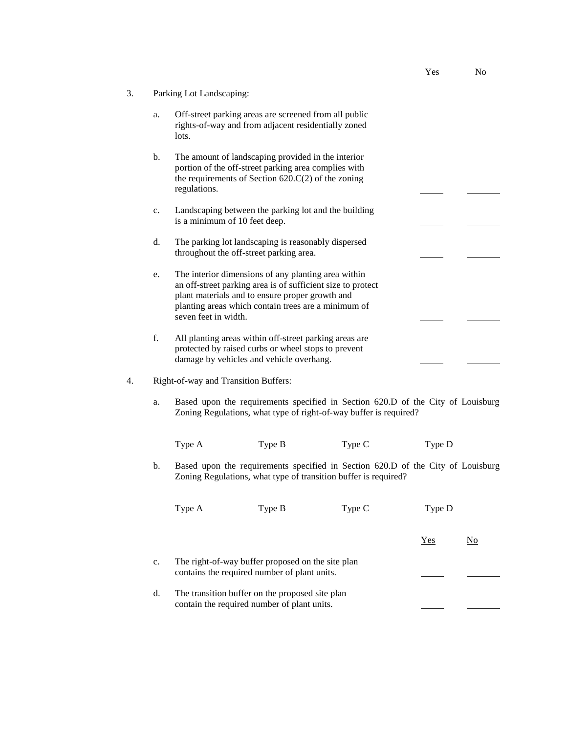3. Parking Lot Landscaping:

| | Yes | No |
|---|---|---|
| a. Off-street parking areas are screened from all public rights-of-way and from adjacent residentially zoned lots. | _____ | _______ |
| b. The amount of landscaping provided in the interior portion of the off-street parking area complies with the requirements of Section 620.C(2) of the zoning regulations. | _____ | _______ |
| c. Landscaping between the parking lot and the building is a minimum of 10 feet deep. | _____ | _______ |
| d. The parking lot landscaping is reasonably dispersed throughout the off-street parking area. | _____ | _______ |
| e. The interior dimensions of any planting area within an off-street parking area is of sufficient size to protect plant materials and to ensure proper growth and planting areas which contain trees are a minimum of seven feet in width. | _____ | _______ |
| f. All planting areas within off-street parking areas are protected by raised curbs or wheel stops to prevent damage by vehicles and vehicle overhang. | _____ | _______ |

4. Right-of-way and Transition Buffers:

a. Based upon the requirements specified in Section 620.D of the City of Louisburg Zoning Regulations, what type of right-of-way buffer is required?

Type A &nbsp;&nbsp;&nbsp;&nbsp; Type B &nbsp;&nbsp;&nbsp;&nbsp; Type C &nbsp;&nbsp;&nbsp;&nbsp; Type D

b. Based upon the requirements specified in Section 620.D of the City of Louisburg Zoning Regulations, what type of transition buffer is required?

Type A &nbsp;&nbsp;&nbsp;&nbsp; Type B &nbsp;&nbsp;&nbsp;&nbsp; Type C &nbsp;&nbsp;&nbsp;&nbsp; Type D

| | Yes | No |
|---|---|---|
| c. The right-of-way buffer proposed on the site plan contains the required number of plant units. | _____ | _______ |
| d. The transition buffer on the proposed site plan contain the required number of plant units. | _____ | _______ |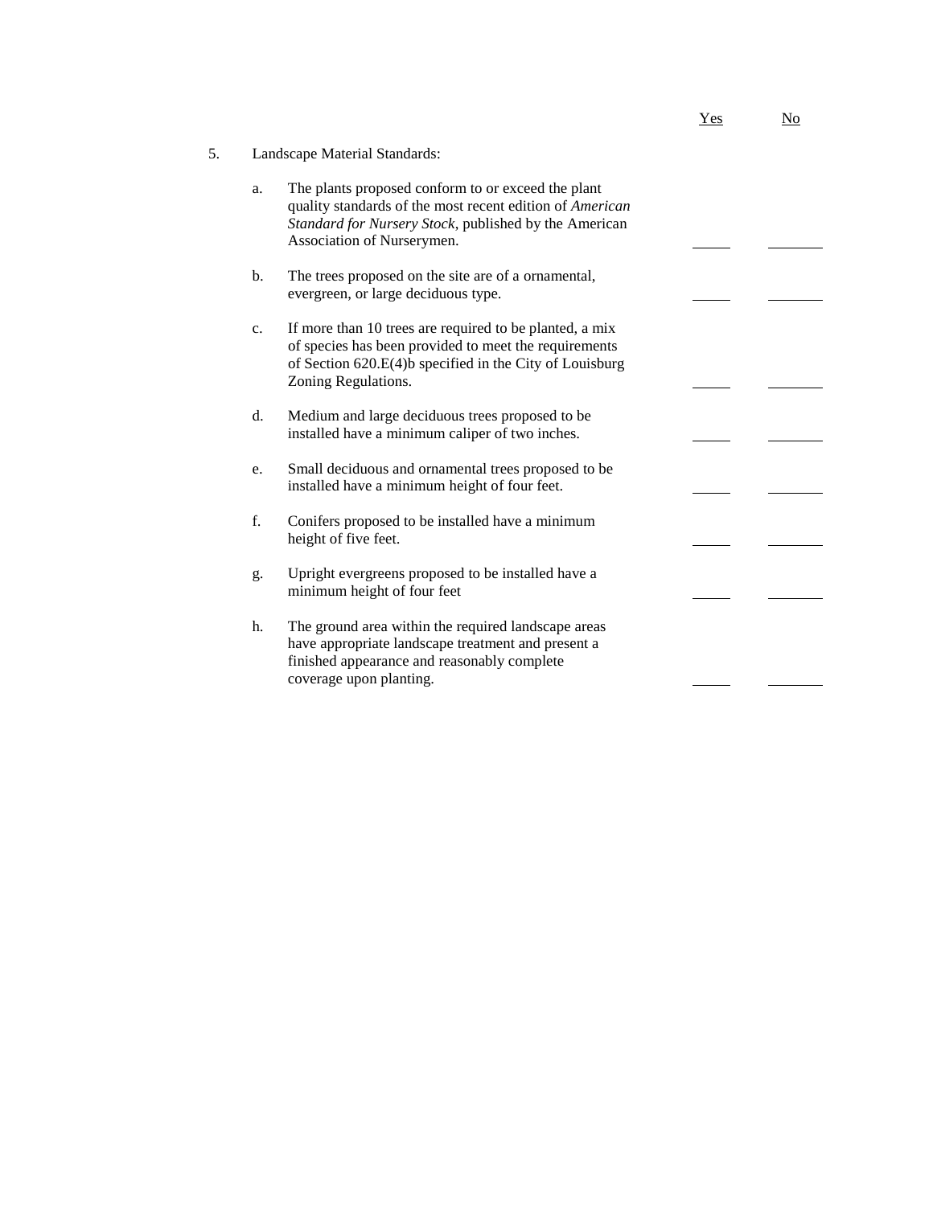| | | Yes | No |
|---|---|---|---|
| 5. | Landscape Material Standards: | | |
| a. | The plants proposed conform to or exceed the plant quality standards of the most recent edition of *American Standard for Nursery Stock*, published by the American Association of Nurserymen. | _____ | _______ |
| b. | The trees proposed on the site are of a ornamental, evergreen, or large deciduous type. | _____ | _______ |
| c. | If more than 10 trees are required to be planted, a mix of species has been provided to meet the requirements of Section 620.E(4)b specified in the City of Louisburg Zoning Regulations. | _____ | _______ |
| d. | Medium and large deciduous trees proposed to be installed have a minimum caliper of two inches. | _____ | _______ |
| e. | Small deciduous and ornamental trees proposed to be installed have a minimum height of four feet. | _____ | _______ |
| f. | Conifers proposed to be installed have a minimum height of five feet. | _____ | _______ |
| g. | Upright evergreens proposed to be installed have a minimum height of four feet | _____ | _______ |
| h. | The ground area within the required landscape areas have appropriate landscape treatment and present a finished appearance and reasonably complete coverage upon planting. | _____ | _______ |